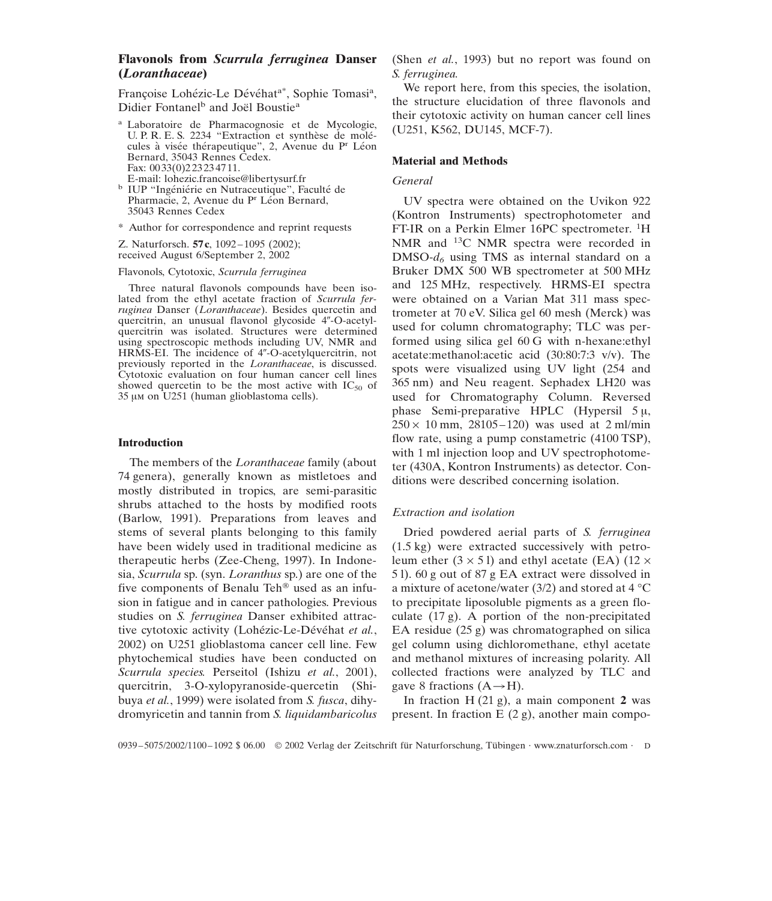# Flavonols from *Scurrula ferruginea* Danser (*Loranthaceae*)

Françoise Lohézic-Le Dévéhat[a*], Sophie Tomasi[a], Didier Fontanel[b] and Joël Boustie[a]

[a] Laboratoire de Pharmacognosie et de Mycologie, U. P. R. E. S. 2234 "Extraction et synthèse de molécules à visée thérapeutique", 2, Avenue du Pr Léon Bernard, 35043 Rennes Cedex. Fax: 0033(0)223234711. E-mail: lohezic.francoise@libertysurf.fr

[b] IUP "Ingéniérie en Nutraceutique", Faculté de Pharmacie, 2, Avenue du Pr Léon Bernard, 35043 Rennes Cedex

\* Author for correspondence and reprint requests

Z. Naturforsch. **57c**, 1092–1095 (2002); received August 6/September 2, 2002

Flavonols, Cytotoxic, *Scurrula ferruginea*

Three natural flavonols compounds have been isolated from the ethyl acetate fraction of *Scurrula ferruginea* Danser (*Loranthaceae*). Besides quercetin and quercitrin, an unusual flavonol glycoside 4″-O-acetylquercitrin was isolated. Structures were determined using spectroscopic methods including UV, NMR and HRMS-EI. The incidence of 4″-O-acetylquercitrin, not previously reported in the *Loranthaceae*, is discussed. Cytotoxic evaluation on four human cancer cell lines showed quercetin to be the most active with $IC_{50}$ of 35 μM on U251 (human glioblastoma cells).

## Introduction

The members of the *Loranthaceae* family (about 74 genera), generally known as mistletoes and mostly distributed in tropics, are semi-parasitic shrubs attached to the hosts by modified roots (Barlow, 1991). Preparations from leaves and stems of several plants belonging to this family have been widely used in traditional medicine as therapeutic herbs (Zee-Cheng, 1997). In Indonesia, *Scurrula* sp. (syn. *Loranthus* sp.) are one of the five components of Benalu Teh® used as an infusion in fatigue and in cancer pathologies. Previous studies on *S. ferruginea* Danser exhibited attractive cytotoxic activity (Lohézic-Le-Dévéhat *et al.*, 2002) on U251 glioblastoma cancer cell line. Few phytochemical studies have been conducted on *Scurrula species.* Perseitol (Ishizu *et al.*, 2001), quercitrin, 3-O-xylopyranoside-quercetin (Shibuya *et al.*, 1999) were isolated from *S. fusca*, dihydromyricetin and tannin from *S. liquidambaricolus* (Shen *et al.*, 1993) but no report was found on *S. ferruginea.*

We report here, from this species, the isolation, the structure elucidation of three flavonols and their cytotoxic activity on human cancer cell lines (U251, K562, DU145, MCF-7).

## Material and Methods

### General

UV spectra were obtained on the Uvikon 922 (Kontron Instruments) spectrophotometer and FT-IR on a Perkin Elmer 16PC spectrometer. $^1$H NMR and $^{13}$C NMR spectra were recorded in DMSO-$d_6$ using TMS as internal standard on a Bruker DMX 500 WB spectrometer at 500 MHz and 125 MHz, respectively. HRMS-EI spectra were obtained on a Varian Mat 311 mass spectrometer at 70 eV. Silica gel 60 mesh (Merck) was used for column chromatography; TLC was performed using silica gel 60 G with n-hexane:ethyl acetate:methanol:acetic acid (30:80:7:3 v/v). The spots were visualized using UV light (254 and 365 nm) and Neu reagent. Sephadex LH20 was used for Chromatography Column. Reversed phase Semi-preparative HPLC (Hypersil 5 μ, 250 × 10 mm, 28105–120) was used at 2 ml/min flow rate, using a pump constametric (4100 TSP), with 1 ml injection loop and UV spectrophotometer (430A, Kontron Instruments) as detector. Conditions were described concerning isolation.

### Extraction and isolation

Dried powdered aerial parts of *S. ferruginea* (1.5 kg) were extracted successively with petroleum ether (3 × 5 l) and ethyl acetate (EA) (12 × 5 l). 60 g out of 87 g EA extract were dissolved in a mixture of acetone/water (3/2) and stored at 4 °C to precipitate liposoluble pigments as a green floculate (17 g). A portion of the non-precipitated EA residue (25 g) was chromatographed on silica gel column using dichloromethane, ethyl acetate and methanol mixtures of increasing polarity. All collected fractions were analyzed by TLC and gave 8 fractions (A→H).

In fraction H (21 g), a main component **2** was present. In fraction E (2 g), another main compo-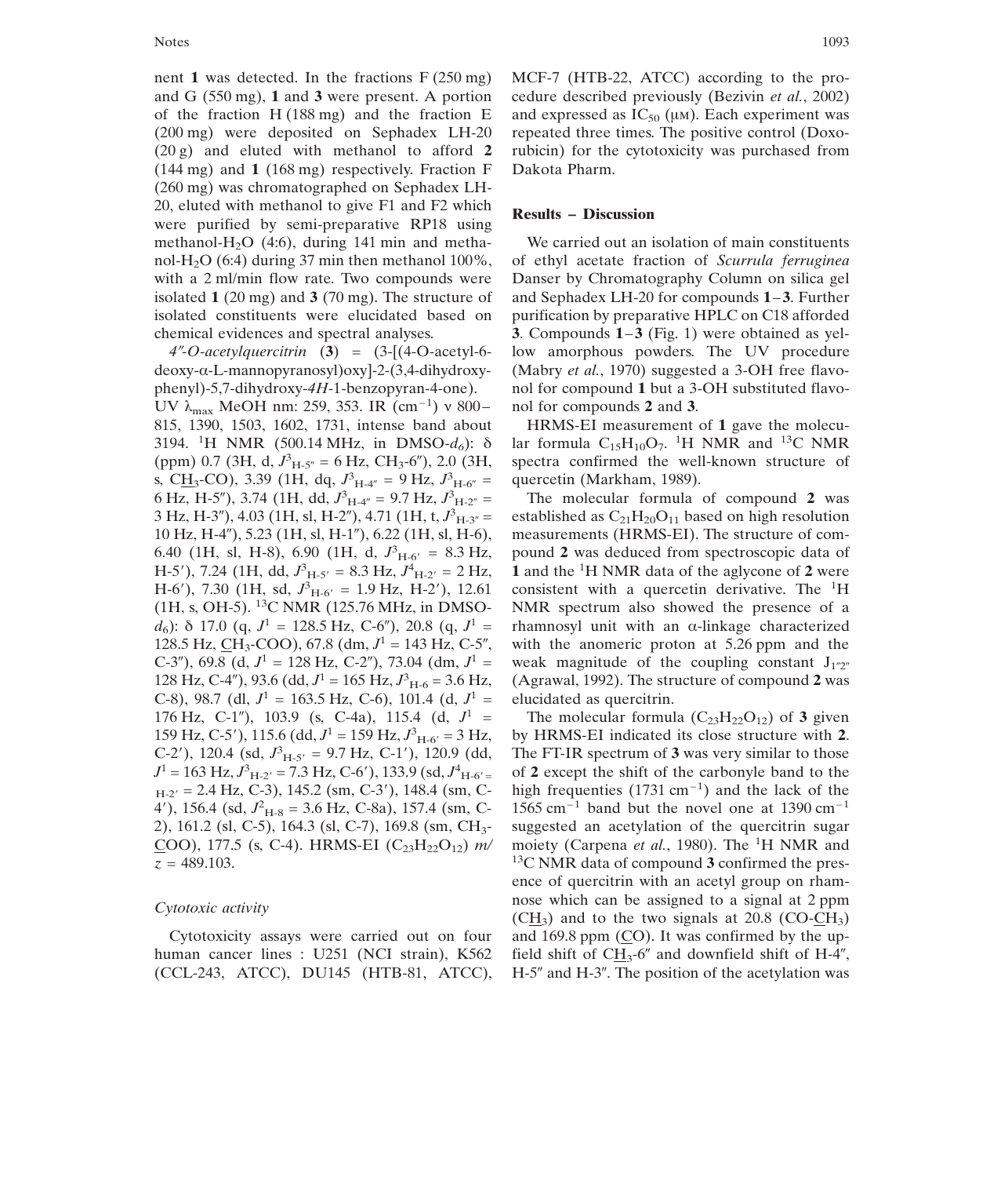nent **1** was detected. In the fractions F (250 mg) and G (550 mg), **1** and **3** were present. A portion of the fraction H (188 mg) and the fraction E (200 mg) were deposited on Sephadex LH-20 (20 g) and eluted with methanol to afford **2** (144 mg) and **1** (168 mg) respectively. Fraction F (260 mg) was chromatographed on Sephadex LH-20, eluted with methanol to give F1 and F2 which were purified by semi-preparative RP18 using methanol-$H_2O$ (4:6), during 141 min and methanol-$H_2O$ (6:4) during 37 min then methanol 100%, with a 2 ml/min flow rate. Two compounds were isolated **1** (20 mg) and **3** (70 mg). The structure of isolated constituents were elucidated based on chemical evidences and spectral analyses.

*4″-O-acetylquercitrin* (**3**) = (3-[(4-O-acetyl-6-deoxy-α-L-mannopyranosyl)oxy]-2-(3,4-dihydroxyphenyl)-5,7-dihydroxy-*4H*-1-benzopyran-4-one). UV $\lambda_{max}$ MeOH nm: 259, 353. IR ($cm^{-1}$) ν 800–815, 1390, 1503, 1602, 1731, intense band about 3194. $^1$H NMR (500.14 MHz, in DMSO-$d_6$): δ (ppm) 0.7 (3H, d, $J^3_{H\text{-}5''}$ = 6 Hz, $CH_3$-6″), 2.0 (3H, s, C<u>H</u>$_3$-CO), 3.39 (1H, dq, $J^3_{H\text{-}4''}$ = 9 Hz, $J^3_{H\text{-}6''}$ = 6 Hz, H-5″), 3.74 (1H, dd, $J^3_{H\text{-}4''}$ = 9.7 Hz, $J^3_{H\text{-}2''}$ = 3 Hz, H-3″), 4.03 (1H, sl, H-2″), 4.71 (1H, t, $J^3_{H\text{-}3''}$ = 10 Hz, H-4″), 5.23 (1H, sl, H-1″), 6.22 (1H, sl, H-6), 6.40 (1H, sl, H-8), 6.90 (1H, d, $J^3_{H\text{-}6'}$ = 8.3 Hz, H-5′), 7.24 (1H, dd, $J^3_{H\text{-}5'}$ = 8.3 Hz, $J^4_{H\text{-}2'}$ = 2 Hz, H-6′), 7.30 (1H, sd, $J^3_{H\text{-}6'}$ = 1.9 Hz, H-2′), 12.61 (1H, s, OH-5). $^{13}$C NMR (125.76 MHz, in DMSO-$d_6$): δ 17.0 (q, $J^1$ = 128.5 Hz, C-6″), 20.8 (q, $J^1$ = 128.5 Hz, <u>C</u>H$_3$-COO), 67.8 (dm, $J^1$ = 143 Hz, C-5″, C-3″), 69.8 (d, $J^1$ = 128 Hz, C-2″), 73.04 (dm, $J^1$ = 128 Hz, C-4″), 93.6 (dd, $J^1$ = 165 Hz, $J^3_{H\text{-}6}$ = 3.6 Hz, C-8), 98.7 (dl, $J^1$ = 163.5 Hz, C-6), 101.4 (d, $J^1$ = 176 Hz, C-1″), 103.9 (s, C-4a), 115.4 (d, $J^1$ = 159 Hz, C-5′), 115.6 (dd, $J^1$ = 159 Hz, $J^3_{H\text{-}6'}$ = 3 Hz, C-2′), 120.4 (sd, $J^3_{H\text{-}5'}$ = 9.7 Hz, C-1′), 120.9 (dd, $J^1$ = 163 Hz, $J^3_{H\text{-}2'}$ = 7.3 Hz, C-6′), 133.9 (sd, $J^4_{H\text{-}6'=H\text{-}2'}$ = 2.4 Hz, C-3), 145.2 (sm, C-3′), 148.4 (sm, C-4′), 156.4 (sd, $J^2_{H\text{-}8}$ = 3.6 Hz, C-8a), 157.4 (sm, C-2), 161.2 (sl, C-5), 164.3 (sl, C-7), 169.8 (sm, CH$_3$-<u>C</u>OO), 177.5 (s, C-4). HRMS-EI ($C_{23}H_{22}O_{12}$) *m/z* = 489.103.

### *Cytotoxic activity*

Cytotoxicity assays were carried out on four human cancer lines : U251 (NCI strain), K562 (CCL-243, ATCC), DU145 (HTB-81, ATCC), MCF-7 (HTB-22, ATCC) according to the procedure described previously (Bezivin *et al.*, 2002) and expressed as $IC_{50}$ (μM). Each experiment was repeated three times. The positive control (Doxorubicin) for the cytotoxicity was purchased from Dakota Pharm.

## Results – Discussion

We carried out an isolation of main constituents of ethyl acetate fraction of *Scurrula ferruginea* Danser by Chromatography Column on silica gel and Sephadex LH-20 for compounds **1**–**3**. Further purification by preparative HPLC on C18 afforded **3**. Compounds **1**–**3** (Fig. 1) were obtained as yellow amorphous powders. The UV procedure (Mabry *et al.*, 1970) suggested a 3-OH free flavonol for compound **1** but a 3-OH substituted flavonol for compounds **2** and **3**.

HRMS-EI measurement of **1** gave the molecular formula $C_{15}H_{10}O_7$. $^1$H NMR and $^{13}$C NMR spectra confirmed the well-known structure of quercetin (Markham, 1989).

The molecular formula of compound **2** was established as $C_{21}H_{20}O_{11}$ based on high resolution measurements (HRMS-EI). The structure of compound **2** was deduced from spectroscopic data of **1** and the $^1$H NMR data of the aglycone of **2** were consistent with a quercetin derivative. The $^1$H NMR spectrum also showed the presence of a rhamnosyl unit with an α-linkage characterized with the anomeric proton at 5.26 ppm and the weak magnitude of the coupling constant $J_{1''2''}$ (Agrawal, 1992). The structure of compound **2** was elucidated as quercitrin.

The molecular formula ($C_{23}H_{22}O_{12}$) of **3** given by HRMS-EI indicated its close structure with **2**. The FT-IR spectrum of **3** was very similar to those of **2** except the shift of the carbonyle band to the high frequencies (1731 $cm^{-1}$) and the lack of the 1565 $cm^{-1}$ band but the novel one at 1390 $cm^{-1}$ suggested an acetylation of the quercitrin sugar moiety (Carpena *et al.*, 1980). The $^1$H NMR and $^{13}$C NMR data of compound **3** confirmed the presence of quercitrin with an acetyl group on rhamnose which can be assigned to a signal at 2 ppm (C<u>H</u>$_3$) and to the two signals at 20.8 (CO-<u>C</u>H$_3$) and 169.8 ppm (<u>C</u>O). It was confirmed by the upfield shift of C<u>H</u>$_3$-6″ and downfield shift of H-4″, H-5″ and H-3″. The position of the acetylation was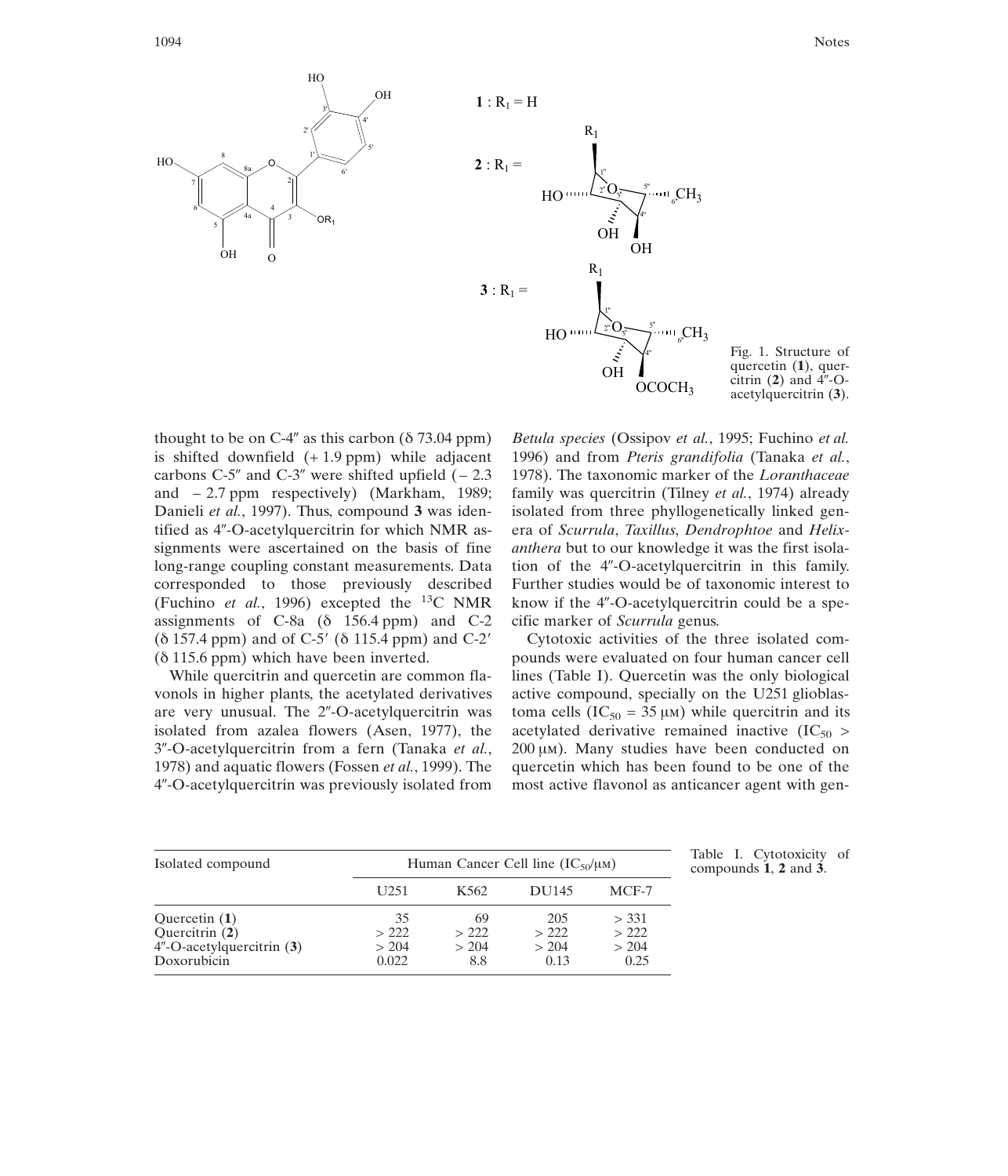1 : $R_1$ = H

2 : $R_1$ =

3 : $R_1$ =

Fig. 1. Structure of quercetin (**1**), quercitrin (**2**) and 4″-O-acetylquercitrin (**3**).

thought to be on C-4″ as this carbon (δ 73.04 ppm) is shifted downfield (+ 1.9 ppm) while adjacent carbons C-5″ and C-3″ were shifted upfield (– 2.3 and – 2.7 ppm respectively) (Markham, 1989; Danieli *et al.*, 1997). Thus, compound **3** was identified as 4″-O-acetylquercitrin for which NMR assignments were ascertained on the basis of fine long-range coupling constant measurements. Data corresponded to those previously described (Fuchino *et al.*, 1996) excepted the $^{13}$C NMR assignments of C-8a (δ 156.4 ppm) and C-2 (δ 157.4 ppm) and of C-5′ (δ 115.4 ppm) and C-2′ (δ 115.6 ppm) which have been inverted.

While quercitrin and quercetin are common flavonols in higher plants, the acetylated derivatives are very unusual. The 2″-O-acetylquercitrin was isolated from azalea flowers (Asen, 1977), the 3″-O-acetylquercitrin from a fern (Tanaka *et al.*, 1978) and aquatic flowers (Fossen *et al.*, 1999). The 4″-O-acetylquercitrin was previously isolated from *Betula species* (Ossipov *et al.*, 1995; Fuchino *et al.* 1996) and from *Pteris grandifolia* (Tanaka *et al.*, 1978). The taxonomic marker of the *Loranthaceae* family was quercitrin (Tilney *et al.*, 1974) already isolated from three phyllogenetically linked genera of *Scurrula*, *Taxillus*, *Dendrophtoe* and *Helixanthera* but to our knowledge it was the first isolation of the 4″-O-acetylquercitrin in this family. Further studies would be of taxonomic interest to know if the 4″-O-acetylquercitrin could be a specific marker of *Scurrula* genus.

Cytotoxic activities of the three isolated compounds were evaluated on four human cancer cell lines (Table I). Quercetin was the only biological active compound, specially on the U251 glioblastoma cells ($IC_{50}$ = 35 μM) while quercitrin and its acetylated derivative remained inactive ($IC_{50}$ > 200 μM). Many studies have been conducted on quercetin which has been found to be one of the most active flavonol as anticancer agent with gen-

Table I. Cytotoxicity of compounds **1**, **2** and **3**.

| Isolated compound | Human Cancer Cell line ($IC_{50}$/μM) | | | |
|---|---|---|---|---|
| | U251 | K562 | DU145 | MCF-7 |
| Quercetin (**1**) | 35 | 69 | 205 | > 331 |
| Quercitrin (**2**) | > 222 | > 222 | > 222 | > 222 |
| 4″-O-acetylquercitrin (**3**) | > 204 | > 204 | > 204 | > 204 |
| Doxorubicin | 0.022 | 8.8 | 0.13 | 0.25 |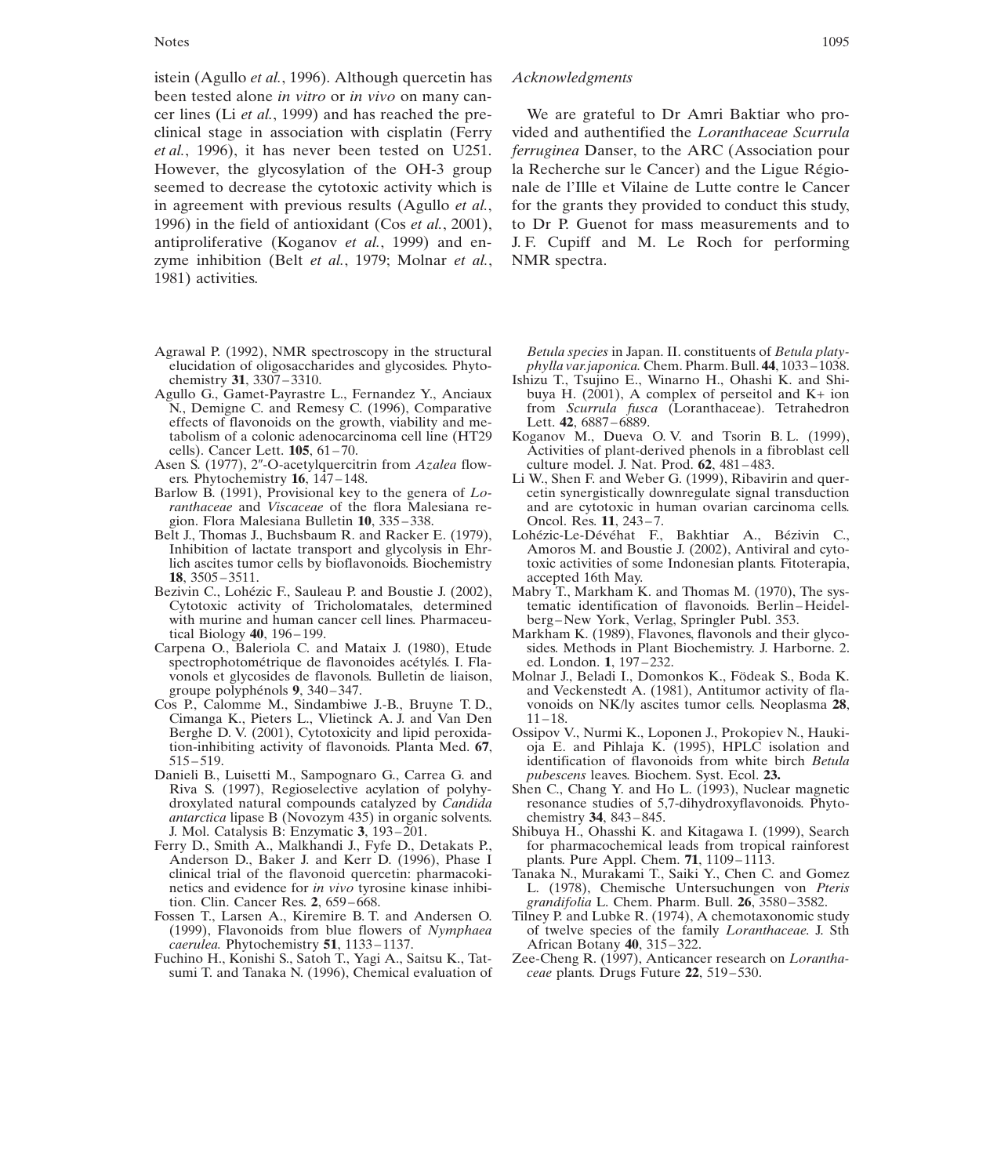istein (Agullo *et al.*, 1996). Although quercetin has been tested alone *in vitro* or *in vivo* on many cancer lines (Li *et al.*, 1999) and has reached the preclinical stage in association with cisplatin (Ferry *et al.*, 1996), it has never been tested on U251. However, the glycosylation of the OH-3 group seemed to decrease the cytotoxic activity which is in agreement with previous results (Agullo *et al.*, 1996) in the field of antioxidant (Cos *et al.*, 2001), antiproliferative (Koganov *et al.*, 1999) and enzyme inhibition (Belt *et al.*, 1979; Molnar *et al.*, 1981) activities.

### *Acknowledgments*

We are grateful to Dr Amri Baktiar who provided and authentified the *Loranthaceae Scurrula ferruginea* Danser, to the ARC (Association pour la Recherche sur le Cancer) and the Ligue Régionale de l'Ille et Vilaine de Lutte contre le Cancer for the grants they provided to conduct this study, to Dr P. Guenot for mass measurements and to J. F. Cupiff and M. Le Roch for performing NMR spectra.

Agrawal P. (1992), NMR spectroscopy in the structural elucidation of oligosaccharides and glycosides. Phytochemistry **31**, 3307–3310.

Agullo G., Gamet-Payrastre L., Fernandez Y., Anciaux N., Demigne C. and Remesy C. (1996), Comparative effects of flavonoids on the growth, viability and metabolism of a colonic adenocarcinoma cell line (HT29 cells). Cancer Lett. **105**, 61–70.

Asen S. (1977), 2″-O-acetylquercitrin from *Azalea* flowers. Phytochemistry **16**, 147–148.

Barlow B. (1991), Provisional key to the genera of *Loranthaceae* and *Viscaceae* of the flora Malesiana region. Flora Malesiana Bulletin **10**, 335–338.

Belt J., Thomas J., Buchsbaum R. and Racker E. (1979), Inhibition of lactate transport and glycolysis in Ehrlich ascites tumor cells by bioflavonoids. Biochemistry **18**, 3505–3511.

Bezivin C., Lohézic F., Sauleau P. and Boustie J. (2002), Cytotoxic activity of Tricholomatales, determined with murine and human cancer cell lines. Pharmaceutical Biology **40**, 196–199.

Carpena O., Baleriola C. and Mataix J. (1980), Etude spectrophotométrique de flavonoides acétylés. I. Flavonols et glycosides de flavonols. Bulletin de liaison, groupe polyphénols **9**, 340–347.

Cos P., Calomme M., Sindambiwe J.-B., Bruyne T. D., Cimanga K., Pieters L., Vlietinck A. J. and Van Den Berghe D. V. (2001), Cytotoxicity and lipid peroxidation-inhibiting activity of flavonoids. Planta Med. **67**, 515–519.

Danieli B., Luisetti M., Sampognaro G., Carrea G. and Riva S. (1997), Regioselective acylation of polyhydroxylated natural compounds catalyzed by *Candida antarctica* lipase B (Novozym 435) in organic solvents. J. Mol. Catalysis B: Enzymatic **3**, 193–201.

Ferry D., Smith A., Malkhandi J., Fyfe D., Detakats P., Anderson D., Baker J. and Kerr D. (1996), Phase I clinical trial of the flavonoid quercetin: pharmacokinetics and evidence for *in vivo* tyrosine kinase inhibition. Clin. Cancer Res. **2**, 659–668.

Fossen T., Larsen A., Kiremire B. T. and Andersen O. (1999), Flavonoids from blue flowers of *Nymphaea caerulea.* Phytochemistry **51**, 1133–1137.

Fuchino H., Konishi S., Satoh T., Yagi A., Saitsu K., Tatsumi T. and Tanaka N. (1996), Chemical evaluation of *Betula species* in Japan. II. constituents of *Betula platyphylla var.japonica.* Chem. Pharm. Bull. **44**, 1033–1038.

Ishizu T., Tsujino E., Winarno H., Ohashi K. and Shibuya H. (2001), A complex of perseitol and K+ ion from *Scurrula fusca* (Loranthaceae). Tetrahedron Lett. **42**, 6887–6889.

Koganov M., Dueva O. V. and Tsorin B. L. (1999), Activities of plant-derived phenols in a fibroblast cell culture model. J. Nat. Prod. **62**, 481–483.

Li W., Shen F. and Weber G. (1999), Ribavirin and quercetin synergistically downregulate signal transduction and are cytotoxic in human ovarian carcinoma cells. Oncol. Res. **11**, 243–7.

Lohézic-Le-Dévéhat F., Bakhtiar A., Bézivin C., Amoros M. and Boustie J. (2002), Antiviral and cytotoxic activities of some Indonesian plants. Fitoterapia, accepted 16th May.

Mabry T., Markham K. and Thomas M. (1970), The systematic identification of flavonoids. Berlin–Heidelberg–New York, Verlag, Springler Publ. 353.

Markham K. (1989), Flavones, flavonols and their glycosides. Methods in Plant Biochemistry. J. Harborne. 2. ed. London. **1**, 197–232.

Molnar J., Beladi I., Domonkos K., Födeak S., Boda K. and Veckenstedt A. (1981), Antitumor activity of flavonoids on NK/ly ascites tumor cells. Neoplasma **28**, 11–18.

Ossipov V., Nurmi K., Loponen J., Prokopiev N., Haukioja E. and Pihlaja K. (1995), HPLC isolation and identification of flavonoids from white birch *Betula pubescens* leaves. Biochem. Syst. Ecol. **23.**

Shen C., Chang Y. and Ho L. (1993), Nuclear magnetic resonance studies of 5,7-dihydroxyflavonoids. Phytochemistry **34**, 843–845.

Shibuya H., Ohasshi K. and Kitagawa I. (1999), Search for pharmacochemical leads from tropical rainforest plants. Pure Appl. Chem. **71**, 1109–1113.

Tanaka N., Murakami T., Saiki Y., Chen C. and Gomez L. (1978), Chemische Untersuchungen von *Pteris grandifolia* L. Chem. Pharm. Bull. **26**, 3580–3582.

Tilney P. and Lubke R. (1974), A chemotaxonomic study of twelve species of the family *Loranthaceae.* J. Sth African Botany **40**, 315–322.

Zee-Cheng R. (1997), Anticancer research on *Loranthaceae* plants. Drugs Future **22**, 519–530.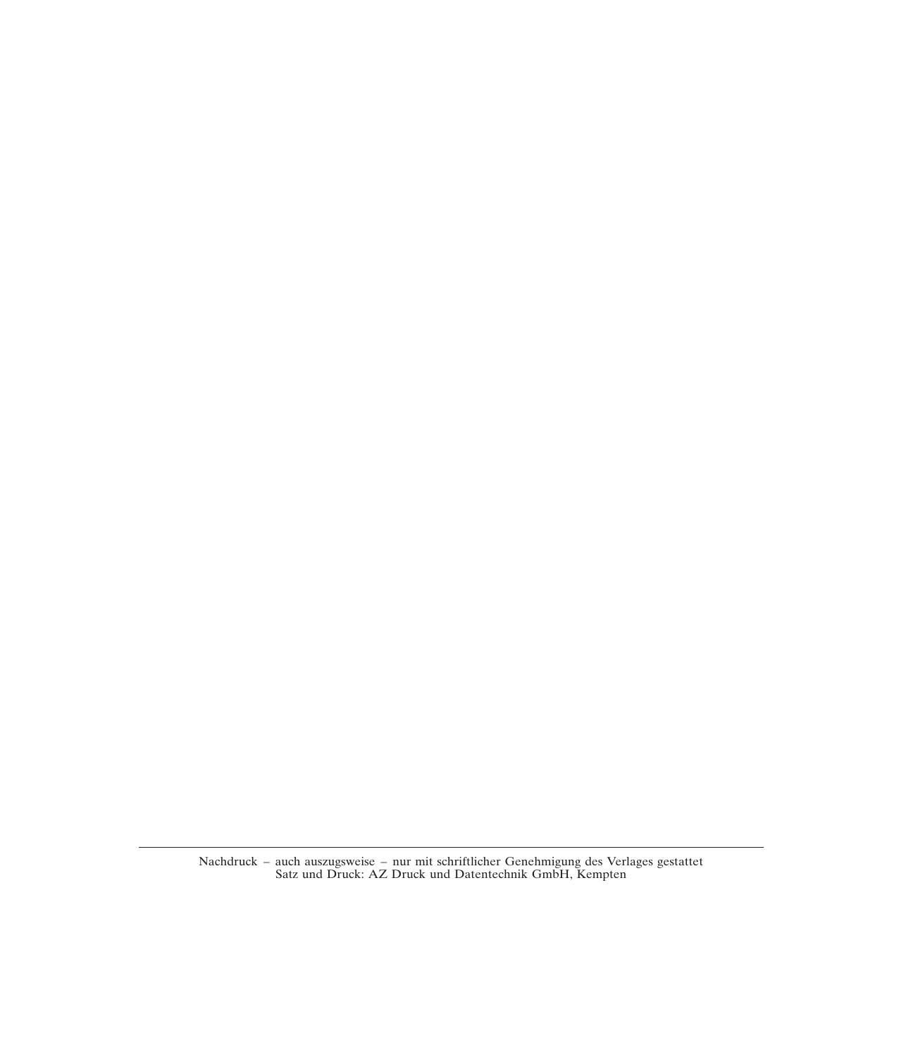Nachdruck – auch auszugsweise – nur mit schriftlicher Genehmigung des Verlages gestattet
Satz und Druck: AZ Druck und Datentechnik GmbH, Kempten